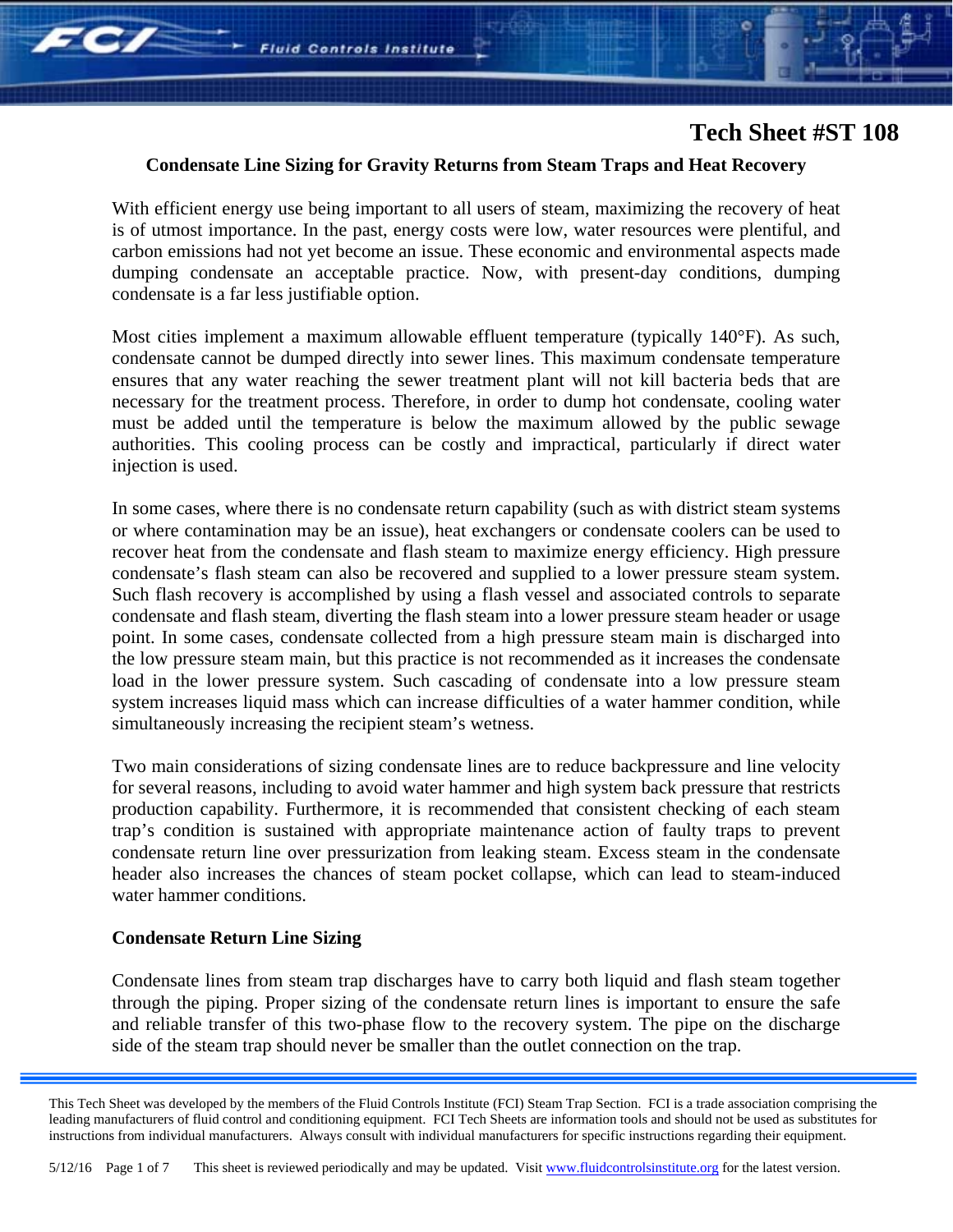# Tech Sheet #ST 108

## Condensate Line Sizing for Gravity Returns from Steam Traps and Heat Recovery

With efficient energy use being important to all users of steam, maximizing the recovery of heat is of utmost importance. In the past, energy costs were low, water resources were plentiful, and carbon emissions had not yet become an issue. These economic and environmental aspects made dumping condensate an acceptable practice. Now, with present-day conditions, dumping condensate is a far less justifiable option.

Most cities implement a maximum allowable effluent temperature (typically 140°F). As such, condensate cannot be dumped directly into sewer lines. This maximum condensate temperature ensures that any water reaching the sewer treatment plant will not kill bacteria beds that are necessary for the treatment process. Therefore, in order to dump hot condensate, cooling water must be added until the temperature is below the maximum allowed by the public sewage authorities. This cooling process can be costly and impractical, particularly if direct water injection is used.

In some cases, where there is no condensate return capability (such as with district steam systems or where contamination may be an issue), heat exchangers or condensate coolers can be used to recover heat from the condensate and flash steam to maximize energy efficiency. High pressure condensate's flash steam can also be recovered and supplied to a lower pressure steam system. Such flash recovery is accomplished by using a flash vessel and associated controls to separate condensate and flash steam, diverting the flash steam into a lower pressure steam header or usage point. In some cases, condensate collected from a high pressure steam main is discharged into the low pressure steam main, but this practice is not recommended as it increases the condensate load in the lower pressure system. Such cascading of condensate into a low pressure steam system increases liquid mass which can increase difficulties of a water hammer condition, while simultaneously increasing the recipient steam's wetness.

Two main considerations of sizing condensate lines are to reduce backpressure and line velocity for several reasons, including to avoid water hammer and high system back pressure that restricts production capability. Furthermore, it is recommended that consistent checking of each steam trap's condition is sustained with appropriate maintenance action of faulty traps to prevent condensate return line over pressurization from leaking steam. Excess steam in the condensate header also increases the chances of steam pocket collapse, which can lead to steam-induced water hammer conditions.

### Condensate Return Line Sizing

Condensate lines from steam trap discharges have to carry both liquid and flash steam together through the piping. Proper sizing of the condensate return lines is important to ensure the safe and reliable transfer of this two-phase flow to the recovery system. The pipe on the discharge side of the steam trap should never be smaller than the outlet connection on the trap.

This Tech Sheet was developed by the members of the Fluid Controls Institute (FCI) Steam Trap Section. FCI is a trade association comprising the leading manufacturers of fluid control and conditioning equipment. FCI Tech Sheets are information tools and should not be used as substitutes for instructions from individual manufacturers. Always consult with individual manufacturers for specific instructions regarding their equipment.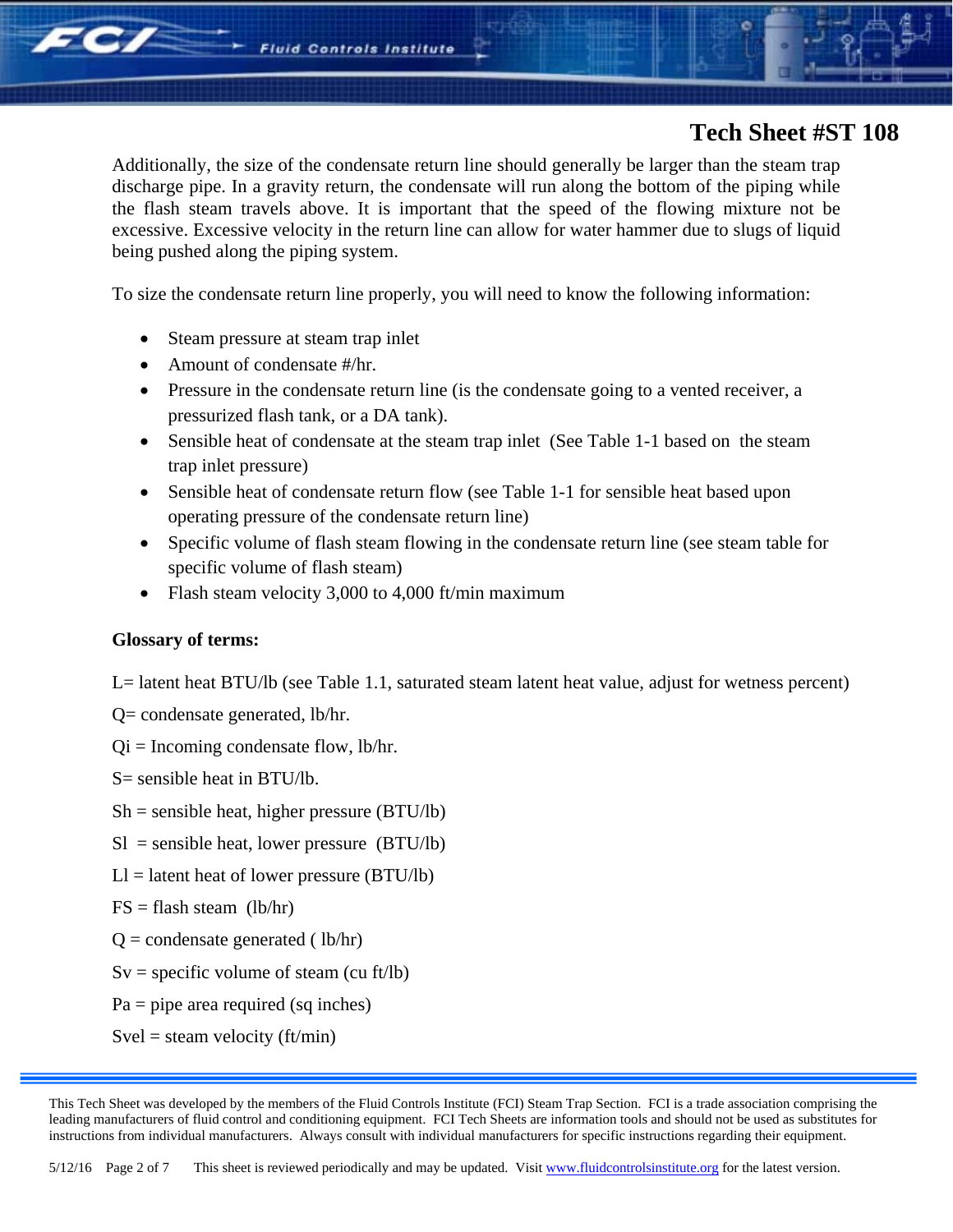Additionally, the size of the condensate return line should generally be larger than the steam trap discharge pipe. In a gravity return, the condensate will run along the bottom of the piping while the flash steam travels above. It is important that the speed of the flowing mixture not be excessive. Excessive velocity in the return line can allow for water hammer due to slugs of liquid being pushed along the piping system.

To size the condensate return line properly, you will need to know the following information:

- Steam pressure at steam trap inlet
- Amount of condensate #/hr.
- Pressure in the condensate return line (is the condensate going to a vented receiver, a pressurized flash tank, or a DA tank).
- Sensible heat of condensate at the steam trap inlet (See Table 1-1 based on the steam trap inlet pressure)
- Sensible heat of condensate return flow (see Table 1-1 for sensible heat based upon operating pressure of the condensate return line)
- Specific volume of flash steam flowing in the condensate return line (see steam table for specific volume of flash steam)
- Flash steam velocity 3,000 to 4,000 ft/min maximum

**Glossary of terms:**

L= latent heat BTU/lb (see Table 1.1, saturated steam latent heat value, adjust for wetness percent)

Q= condensate generated, lb/hr.

Qi = Incoming condensate flow, lb/hr.

S= sensible heat in BTU/lb.

Sh = sensible heat, higher pressure (BTU/lb)

Sl = sensible heat, lower pressure (BTU/lb)

Ll = latent heat of lower pressure (BTU/lb)

FS = flash steam (lb/hr)

Q = condensate generated ( lb/hr)

Sv = specific volume of steam (cu ft/lb)

Pa = pipe area required (sq inches)

Svel = steam velocity (ft/min)

This Tech Sheet was developed by the members of the Fluid Controls Institute (FCI) Steam Trap Section. FCI is a trade association comprising the leading manufacturers of fluid control and conditioning equipment. FCI Tech Sheets are information tools and should not be used as substitutes for instructions from individual manufacturers. Always consult with individual manufacturers for specific instructions regarding their equipment.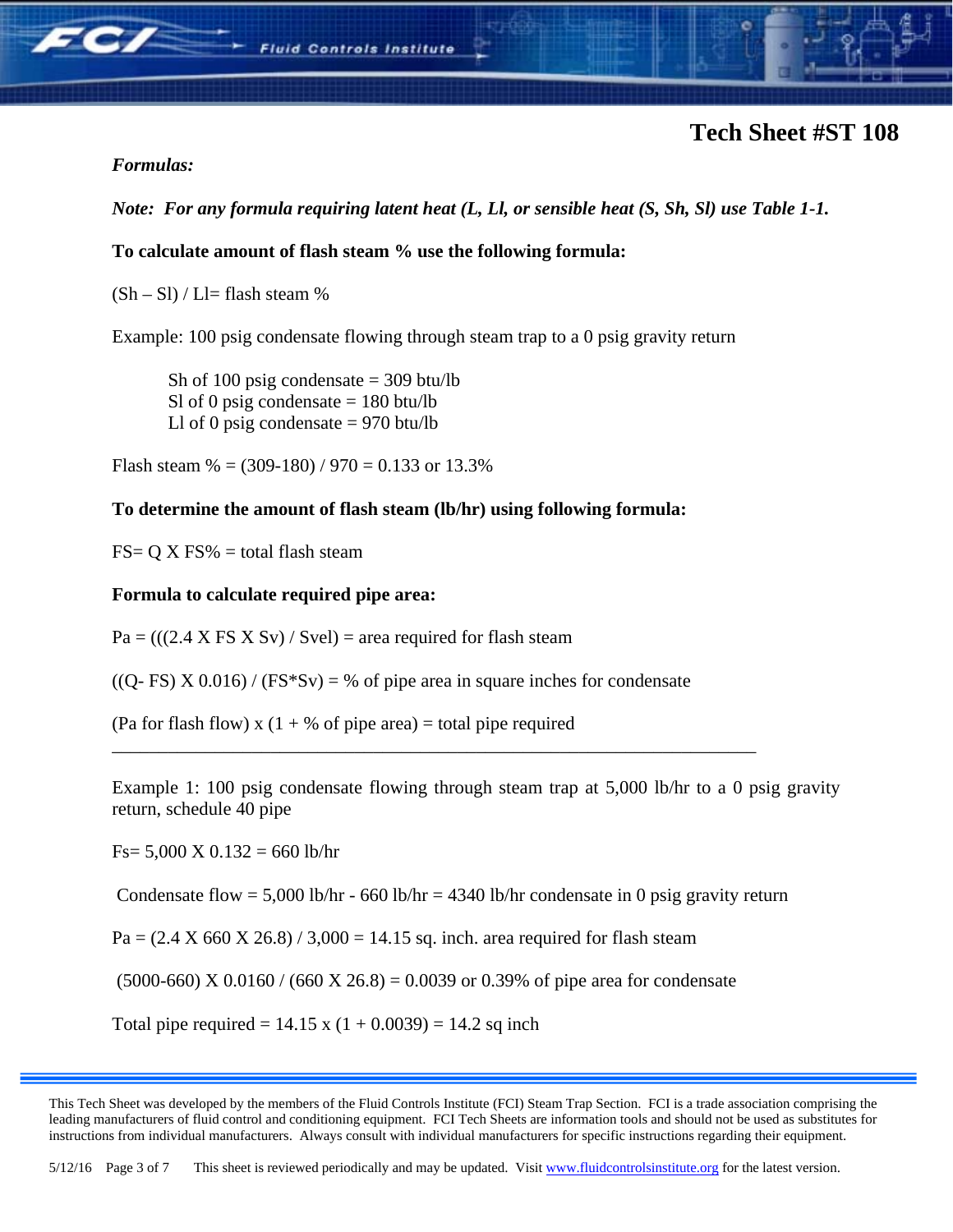### Tech Sheet #ST 108

***Formulas:***

***Note: For any formula requiring latent heat (L, Ll, or sensible heat (S, Sh, Sl) use Table 1-1.***

**To calculate amount of flash steam % use the following formula:**

(Sh – Sl) / Ll= flash steam %

Example: 100 psig condensate flowing through steam trap to a 0 psig gravity return

> Sh of 100 psig condensate = 309 btu/lb
> Sl of 0 psig condensate = 180 btu/lb
> Ll of 0 psig condensate = 970 btu/lb

Flash steam % = (309-180) / 970 = 0.133 or 13.3%

**To determine the amount of flash steam (lb/hr) using following formula:**

FS= Q X FS% = total flash steam

**Formula to calculate required pipe area:**

Pa = (((2.4 X FS X Sv) / Svel) = area required for flash steam

((Q- FS) X 0.016) / (FS*Sv) = % of pipe area in square inches for condensate

(Pa for flash flow) x (1 + % of pipe area) = total pipe required

---

Example 1: 100 psig condensate flowing through steam trap at 5,000 lb/hr to a 0 psig gravity return, schedule 40 pipe

Fs= 5,000 X 0.132 = 660 lb/hr

Condensate flow = 5,000 lb/hr - 660 lb/hr = 4340 lb/hr condensate in 0 psig gravity return

Pa = (2.4 X 660 X 26.8) / 3,000 = 14.15 sq. inch. area required for flash steam

(5000-660) X 0.0160 / (660 X 26.8) = 0.0039 or 0.39% of pipe area for condensate

Total pipe required = 14.15 x (1 + 0.0039) = 14.2 sq inch

---

This Tech Sheet was developed by the members of the Fluid Controls Institute (FCI) Steam Trap Section. FCI is a trade association comprising the leading manufacturers of fluid control and conditioning equipment. FCI Tech Sheets are information tools and should not be used as substitutes for instructions from individual manufacturers. Always consult with individual manufacturers for specific instructions regarding their equipment.

5/12/16 This sheet is reviewed periodically and may be updated. Visit [www.fluidcontrolsinstitute.org](http://www.fluidcontrolsinstitute.org) for the latest version.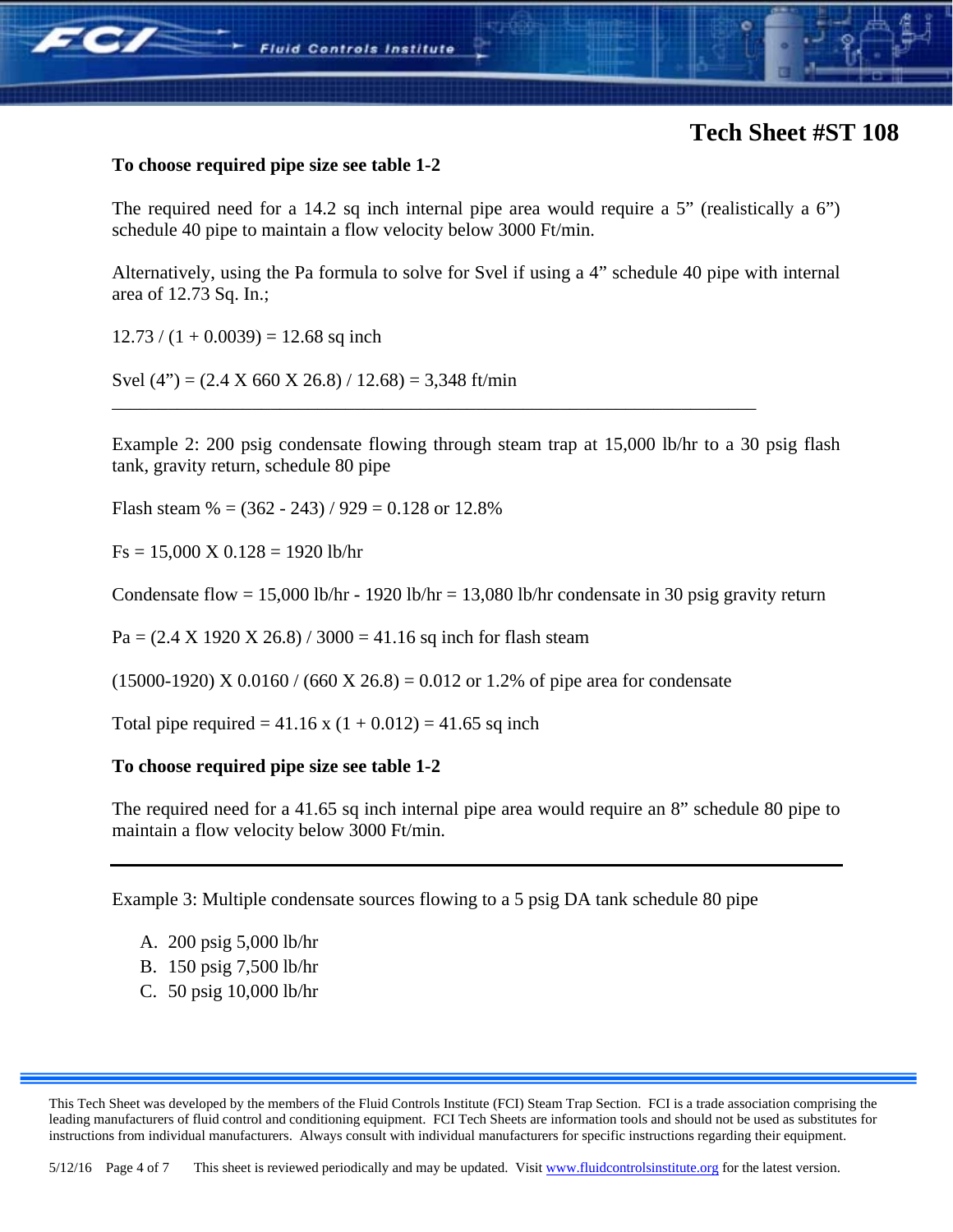**To choose required pipe size see table 1-2**

The required need for a 14.2 sq inch internal pipe area would require a 5" (realistically a 6") schedule 40 pipe to maintain a flow velocity below 3000 Ft/min.

Alternatively, using the Pa formula to solve for Svel if using a 4" schedule 40 pipe with internal area of 12.73 Sq. In.;

12.73 / (1 + 0.0039) = 12.68 sq inch

Svel (4") = (2.4 X 660 X 26.8) / 12.68) = 3,348 ft/min

---

Example 2: 200 psig condensate flowing through steam trap at 15,000 lb/hr to a 30 psig flash tank, gravity return, schedule 80 pipe

Flash steam % = (362 - 243) / 929 = 0.128 or 12.8%

Fs = 15,000 X 0.128 = 1920 lb/hr

Condensate flow = 15,000 lb/hr - 1920 lb/hr = 13,080 lb/hr condensate in 30 psig gravity return

Pa = (2.4 X 1920 X 26.8) / 3000 = 41.16 sq inch for flash steam

(15000-1920) X 0.0160 / (660 X 26.8) = 0.012 or 1.2% of pipe area for condensate

Total pipe required = 41.16 x (1 + 0.012) = 41.65 sq inch

**To choose required pipe size see table 1-2**

The required need for a 41.65 sq inch internal pipe area would require an 8" schedule 80 pipe to maintain a flow velocity below 3000 Ft/min.

---

Example 3: Multiple condensate sources flowing to a 5 psig DA tank schedule 80 pipe

A. 200 psig 5,000 lb/hr
B. 150 psig 7,500 lb/hr
C. 50 psig 10,000 lb/hr

This Tech Sheet was developed by the members of the Fluid Controls Institute (FCI) Steam Trap Section. FCI is a trade association comprising the leading manufacturers of fluid control and conditioning equipment. FCI Tech Sheets are information tools and should not be used as substitutes for instructions from individual manufacturers. Always consult with individual manufacturers for specific instructions regarding their equipment.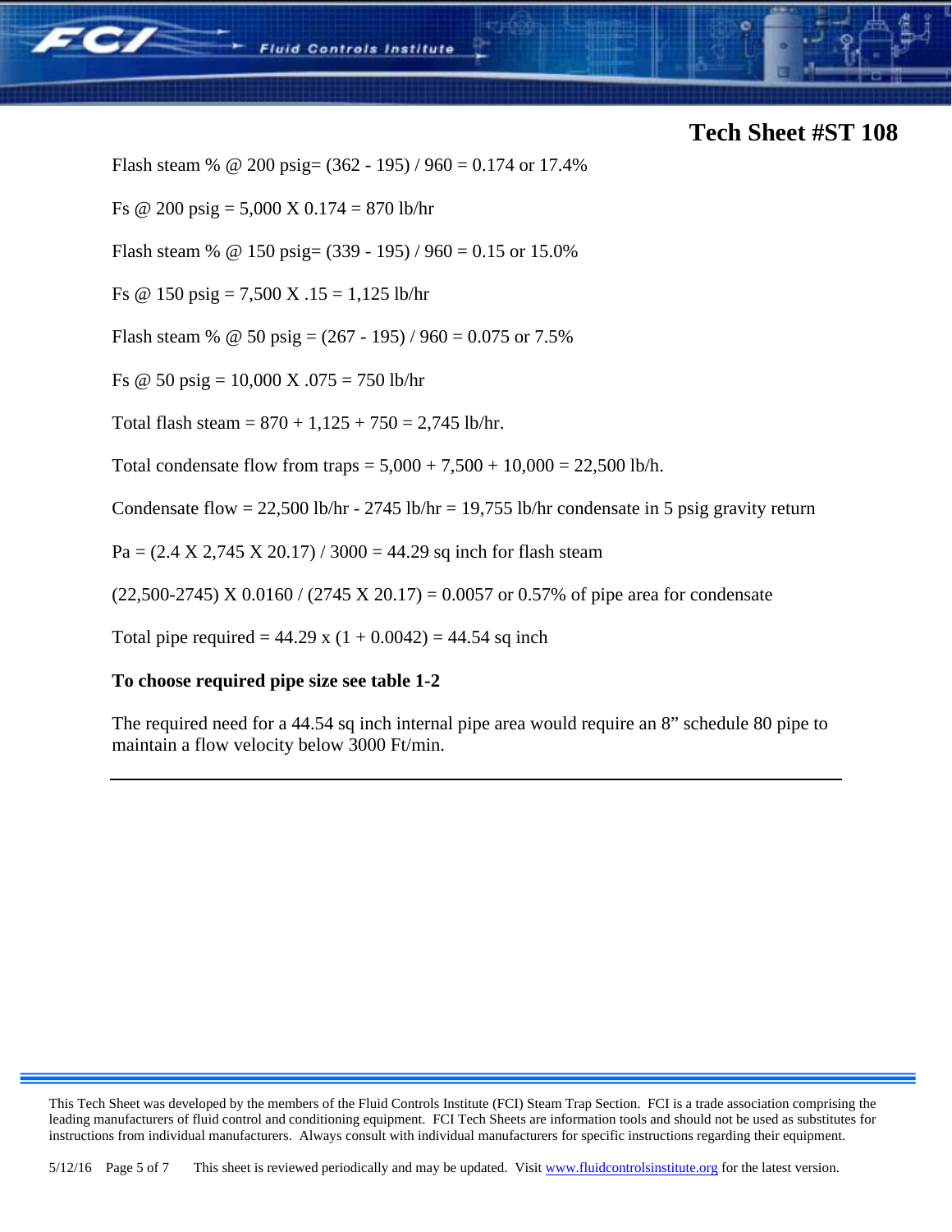Flash steam % @ 200 psig= (362 - 195) / 960 = 0.174 or 17.4%

Fs @ 200 psig = 5,000 X 0.174 = 870 lb/hr

Flash steam % @ 150 psig= (339 - 195) / 960 = 0.15 or 15.0%

Fs @ 150 psig = 7,500 X .15 = 1,125 lb/hr

Flash steam % @ 50 psig = (267 - 195) / 960 = 0.075 or 7.5%

Fs @ 50 psig = 10,000 X .075 = 750 lb/hr

Total flash steam = 870 + 1,125 + 750 = 2,745 lb/hr.

Total condensate flow from traps = 5,000 + 7,500 + 10,000 = 22,500 lb/h.

Condensate flow = 22,500 lb/hr - 2745 lb/hr = 19,755 lb/hr condensate in 5 psig gravity return

Pa = (2.4 X 2,745 X 20.17) / 3000 = 44.29 sq inch for flash steam

(22,500-2745) X 0.0160 / (2745 X 20.17) = 0.0057 or 0.57% of pipe area for condensate

Total pipe required = 44.29 x (1 + 0.0042) = 44.54 sq inch

**To choose required pipe size see table 1-2**

The required need for a 44.54 sq inch internal pipe area would require an 8" schedule 80 pipe to maintain a flow velocity below 3000 Ft/min.

---

This Tech Sheet was developed by the members of the Fluid Controls Institute (FCI) Steam Trap Section. FCI is a trade association comprising the leading manufacturers of fluid control and conditioning equipment. FCI Tech Sheets are information tools and should not be used as substitutes for instructions from individual manufacturers. Always consult with individual manufacturers for specific instructions regarding their equipment.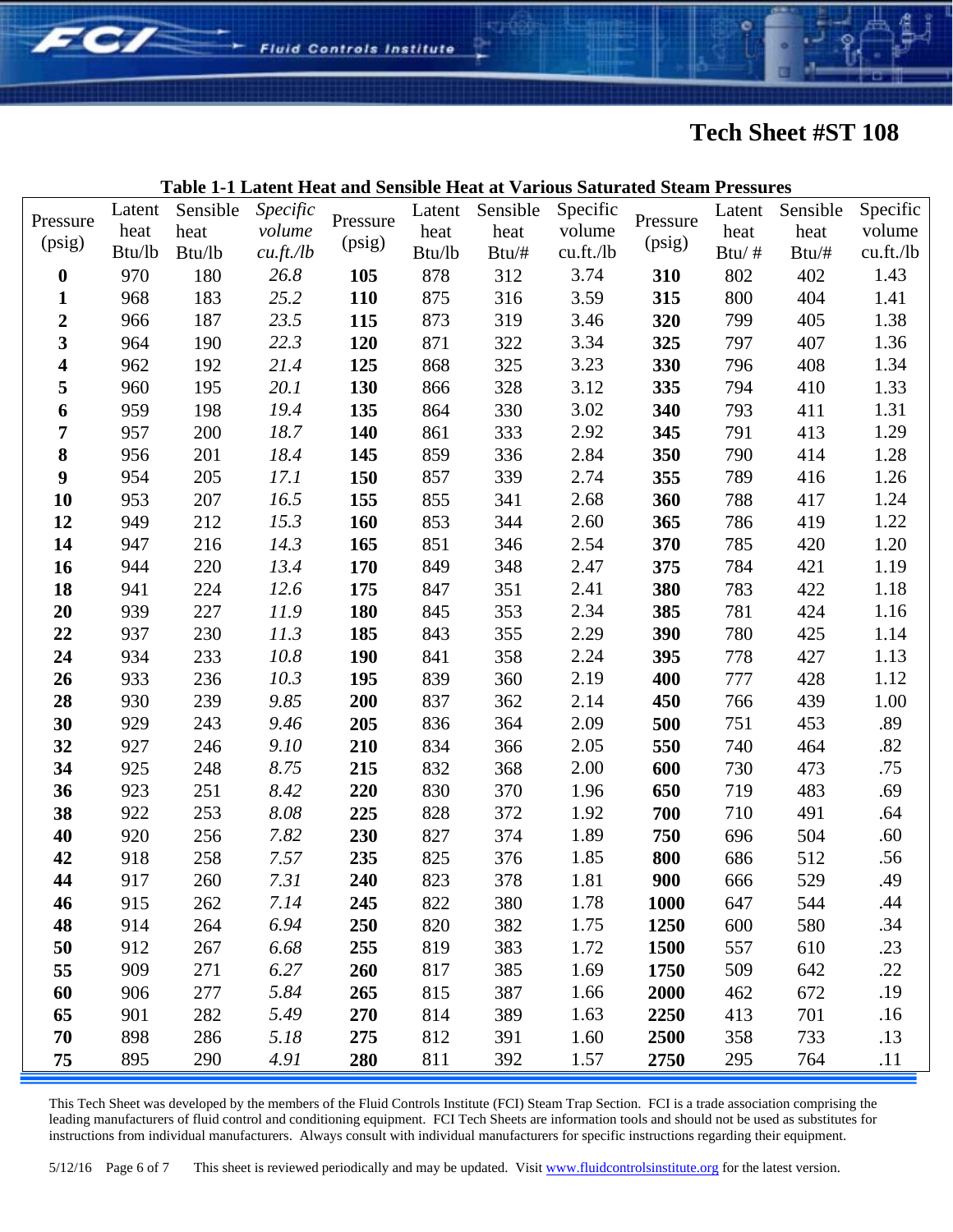Fluid Controls Institute

# Tech Sheet #ST 108

**Table 1-1 Latent Heat and Sensible Heat at Various Saturated Steam Pressures**

| Pressure (psig) | Latent heat Btu/lb | Sensible heat Btu/lb | *Specific volume cu.ft./lb* | Pressure (psig) | Latent heat Btu/lb | Sensible heat Btu/# | Specific volume cu.ft./lb | Pressure (psig) | Latent heat Btu/ # | Sensible heat Btu/# | Specific volume cu.ft./lb |
|---|---|---|---|---|---|---|---|---|---|---|---|
| **0** | 970 | 180 | *26.8* | **105** | 878 | 312 | 3.74 | **310** | 802 | 402 | 1.43 |
| **1** | 968 | 183 | *25.2* | **110** | 875 | 316 | 3.59 | **315** | 800 | 404 | 1.41 |
| **2** | 966 | 187 | *23.5* | **115** | 873 | 319 | 3.46 | **320** | 799 | 405 | 1.38 |
| **3** | 964 | 190 | *22.3* | **120** | 871 | 322 | 3.34 | **325** | 797 | 407 | 1.36 |
| **4** | 962 | 192 | *21.4* | **125** | 868 | 325 | 3.23 | **330** | 796 | 408 | 1.34 |
| **5** | 960 | 195 | *20.1* | **130** | 866 | 328 | 3.12 | **335** | 794 | 410 | 1.33 |
| **6** | 959 | 198 | *19.4* | **135** | 864 | 330 | 3.02 | **340** | 793 | 411 | 1.31 |
| **7** | 957 | 200 | *18.7* | **140** | 861 | 333 | 2.92 | **345** | 791 | 413 | 1.29 |
| **8** | 956 | 201 | *18.4* | **145** | 859 | 336 | 2.84 | **350** | 790 | 414 | 1.28 |
| **9** | 954 | 205 | *17.1* | **150** | 857 | 339 | 2.74 | **355** | 789 | 416 | 1.26 |
| **10** | 953 | 207 | *16.5* | **155** | 855 | 341 | 2.68 | **360** | 788 | 417 | 1.24 |
| **12** | 949 | 212 | *15.3* | **160** | 853 | 344 | 2.60 | **365** | 786 | 419 | 1.22 |
| **14** | 947 | 216 | *14.3* | **165** | 851 | 346 | 2.54 | **370** | 785 | 420 | 1.20 |
| **16** | 944 | 220 | *13.4* | **170** | 849 | 348 | 2.47 | **375** | 784 | 421 | 1.19 |
| **18** | 941 | 224 | *12.6* | **175** | 847 | 351 | 2.41 | **380** | 783 | 422 | 1.18 |
| **20** | 939 | 227 | *11.9* | **180** | 845 | 353 | 2.34 | **385** | 781 | 424 | 1.16 |
| **22** | 937 | 230 | *11.3* | **185** | 843 | 355 | 2.29 | **390** | 780 | 425 | 1.14 |
| **24** | 934 | 233 | *10.8* | **190** | 841 | 358 | 2.24 | **395** | 778 | 427 | 1.13 |
| **26** | 933 | 236 | *10.3* | **195** | 839 | 360 | 2.19 | **400** | 777 | 428 | 1.12 |
| **28** | 930 | 239 | *9.85* | **200** | 837 | 362 | 2.14 | **450** | 766 | 439 | 1.00 |
| **30** | 929 | 243 | *9.46* | **205** | 836 | 364 | 2.09 | **500** | 751 | 453 | .89 |
| **32** | 927 | 246 | *9.10* | **210** | 834 | 366 | 2.05 | **550** | 740 | 464 | .82 |
| **34** | 925 | 248 | *8.75* | **215** | 832 | 368 | 2.00 | **600** | 730 | 473 | .75 |
| **36** | 923 | 251 | *8.42* | **220** | 830 | 370 | 1.96 | **650** | 719 | 483 | .69 |
| **38** | 922 | 253 | *8.08* | **225** | 828 | 372 | 1.92 | **700** | 710 | 491 | .64 |
| **40** | 920 | 256 | *7.82* | **230** | 827 | 374 | 1.89 | **750** | 696 | 504 | .60 |
| **42** | 918 | 258 | *7.57* | **235** | 825 | 376 | 1.85 | **800** | 686 | 512 | .56 |
| **44** | 917 | 260 | *7.31* | **240** | 823 | 378 | 1.81 | **900** | 666 | 529 | .49 |
| **46** | 915 | 262 | *7.14* | **245** | 822 | 380 | 1.78 | **1000** | 647 | 544 | .44 |
| **48** | 914 | 264 | *6.94* | **250** | 820 | 382 | 1.75 | **1250** | 600 | 580 | .34 |
| **50** | 912 | 267 | *6.68* | **255** | 819 | 383 | 1.72 | **1500** | 557 | 610 | .23 |
| **55** | 909 | 271 | *6.27* | **260** | 817 | 385 | 1.69 | **1750** | 509 | 642 | .22 |
| **60** | 906 | 277 | *5.84* | **265** | 815 | 387 | 1.66 | **2000** | 462 | 672 | .19 |
| **65** | 901 | 282 | *5.49* | **270** | 814 | 389 | 1.63 | **2250** | 413 | 701 | .16 |
| **70** | 898 | 286 | *5.18* | **275** | 812 | 391 | 1.60 | **2500** | 358 | 733 | .13 |
| **75** | 895 | 290 | *4.91* | **280** | 811 | 392 | 1.57 | **2750** | 295 | 764 | .11 |

This Tech Sheet was developed by the members of the Fluid Controls Institute (FCI) Steam Trap Section. FCI is a trade association comprising the leading manufacturers of fluid control and conditioning equipment. FCI Tech Sheets are information tools and should not be used as substitutes for instructions from individual manufacturers. Always consult with individual manufacturers for specific instructions regarding their equipment.

5/12/16 This sheet is reviewed periodically and may be updated. Visit www.fluidcontrolsinstitute.org for the latest version.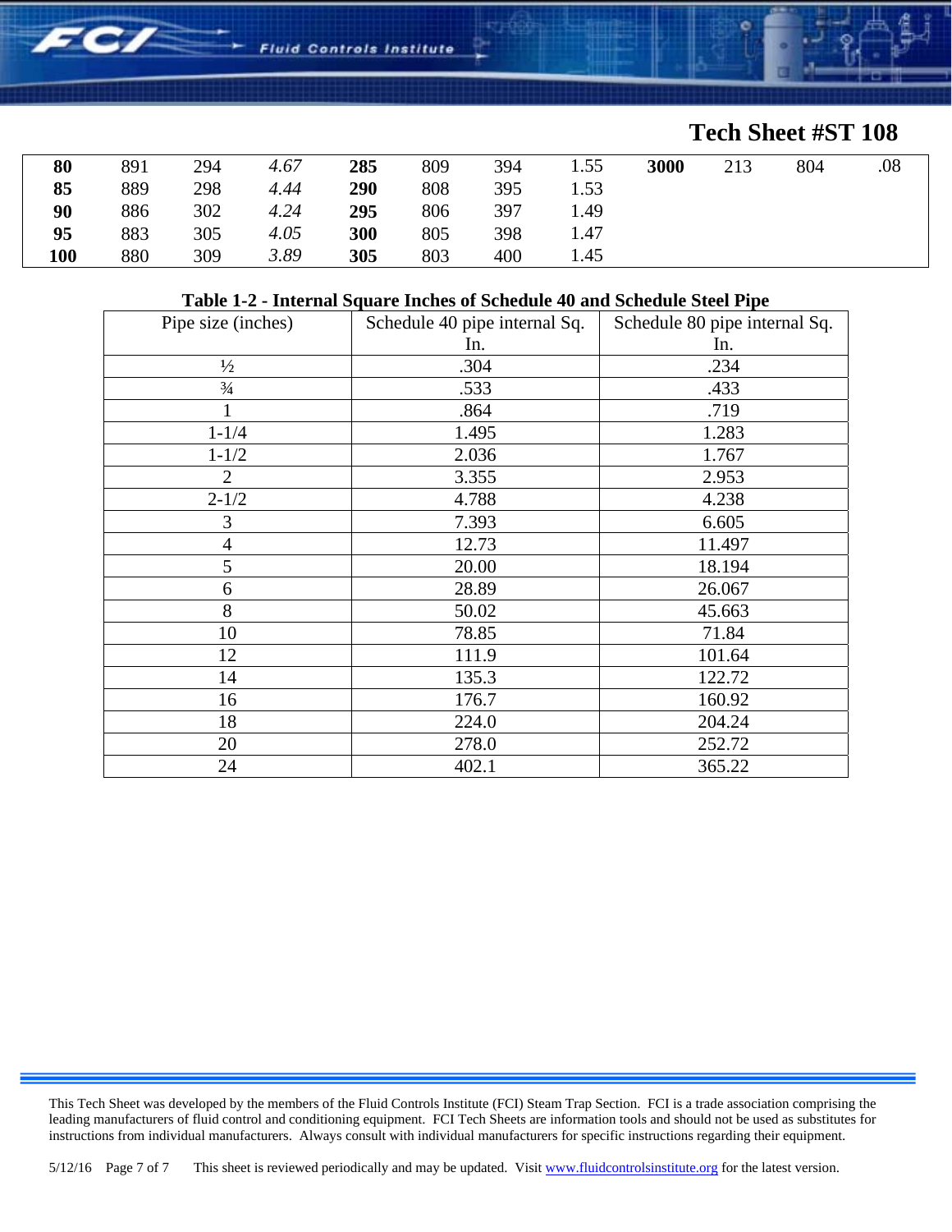Tech Sheet #ST 108

| | | | | | | | | | | | |
|---|---|---|---|---|---|---|---|---|---|---|---|
| **80** | 891 | 294 | *4.67* | **285** | 809 | 394 | 1.55 | **3000** | 213 | 804 | .08 |
| **85** | 889 | 298 | *4.44* | **290** | 808 | 395 | 1.53 | | | | |
| **90** | 886 | 302 | *4.24* | **295** | 806 | 397 | 1.49 | | | | |
| **95** | 883 | 305 | *4.05* | **300** | 805 | 398 | 1.47 | | | | |
| **100** | 880 | 309 | *3.89* | **305** | 803 | 400 | 1.45 | | | | |

**Table 1-2 - Internal Square Inches of Schedule 40 and Schedule Steel Pipe**

| Pipe size (inches) | Schedule 40 pipe internal Sq. In. | Schedule 80 pipe internal Sq. In. |
|---|---|---|
| ½ | .304 | .234 |
| ¾ | .533 | .433 |
| 1 | .864 | .719 |
| 1-1/4 | 1.495 | 1.283 |
| 1-1/2 | 2.036 | 1.767 |
| 2 | 3.355 | 2.953 |
| 2-1/2 | 4.788 | 4.238 |
| 3 | 7.393 | 6.605 |
| 4 | 12.73 | 11.497 |
| 5 | 20.00 | 18.194 |
| 6 | 28.89 | 26.067 |
| 8 | 50.02 | 45.663 |
| 10 | 78.85 | 71.84 |
| 12 | 111.9 | 101.64 |
| 14 | 135.3 | 122.72 |
| 16 | 176.7 | 160.92 |
| 18 | 224.0 | 204.24 |
| 20 | 278.0 | 252.72 |
| 24 | 402.1 | 365.22 |

This Tech Sheet was developed by the members of the Fluid Controls Institute (FCI) Steam Trap Section. FCI is a trade association comprising the leading manufacturers of fluid control and conditioning equipment. FCI Tech Sheets are information tools and should not be used as substitutes for instructions from individual manufacturers. Always consult with individual manufacturers for specific instructions regarding their equipment.

5/12/16 This sheet is reviewed periodically and may be updated. Visit www.fluidcontrolsinstitute.org for the latest version.